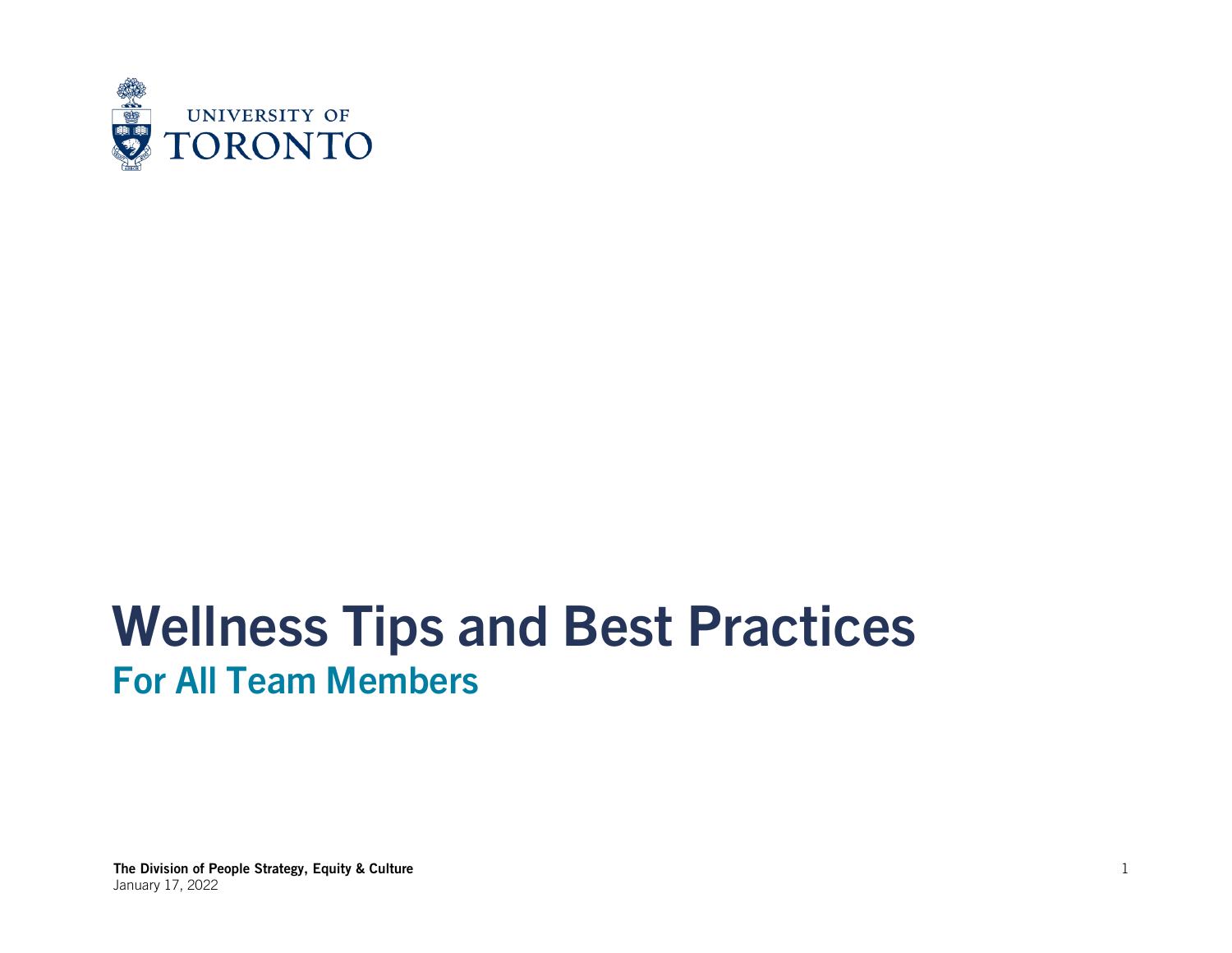UNIVERSITY OF TORONTO

# Wellness Tips and Best Practices

## For All Team Members

**The Division of People Strategy, Equity & Culture**
January 17, 2022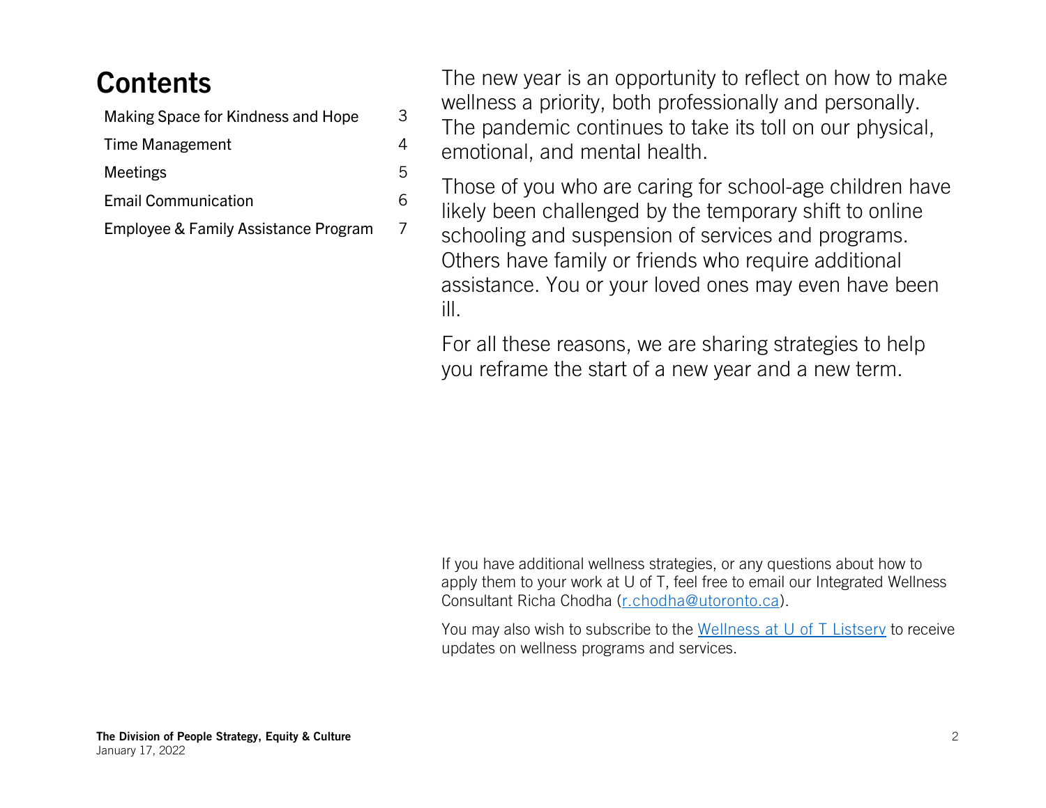# Contents

| | |
|---|---|
| Making Space for Kindness and Hope | 3 |
| Time Management | 4 |
| Meetings | 5 |
| Email Communication | 6 |
| Employee & Family Assistance Program | 7 |

The new year is an opportunity to reflect on how to make wellness a priority, both professionally and personally. The pandemic continues to take its toll on our physical, emotional, and mental health.

Those of you who are caring for school-age children have likely been challenged by the temporary shift to online schooling and suspension of services and programs. Others have family or friends who require additional assistance. You or your loved ones may even have been ill.

For all these reasons, we are sharing strategies to help you reframe the start of a new year and a new term.

If you have additional wellness strategies, or any questions about how to apply them to your work at U of T, feel free to email our Integrated Wellness Consultant Richa Chodha (r.chodha@utoronto.ca).

You may also wish to subscribe to the Wellness at U of T Listserv to receive updates on wellness programs and services.

**The Division of People Strategy, Equity & Culture**
January 17, 2022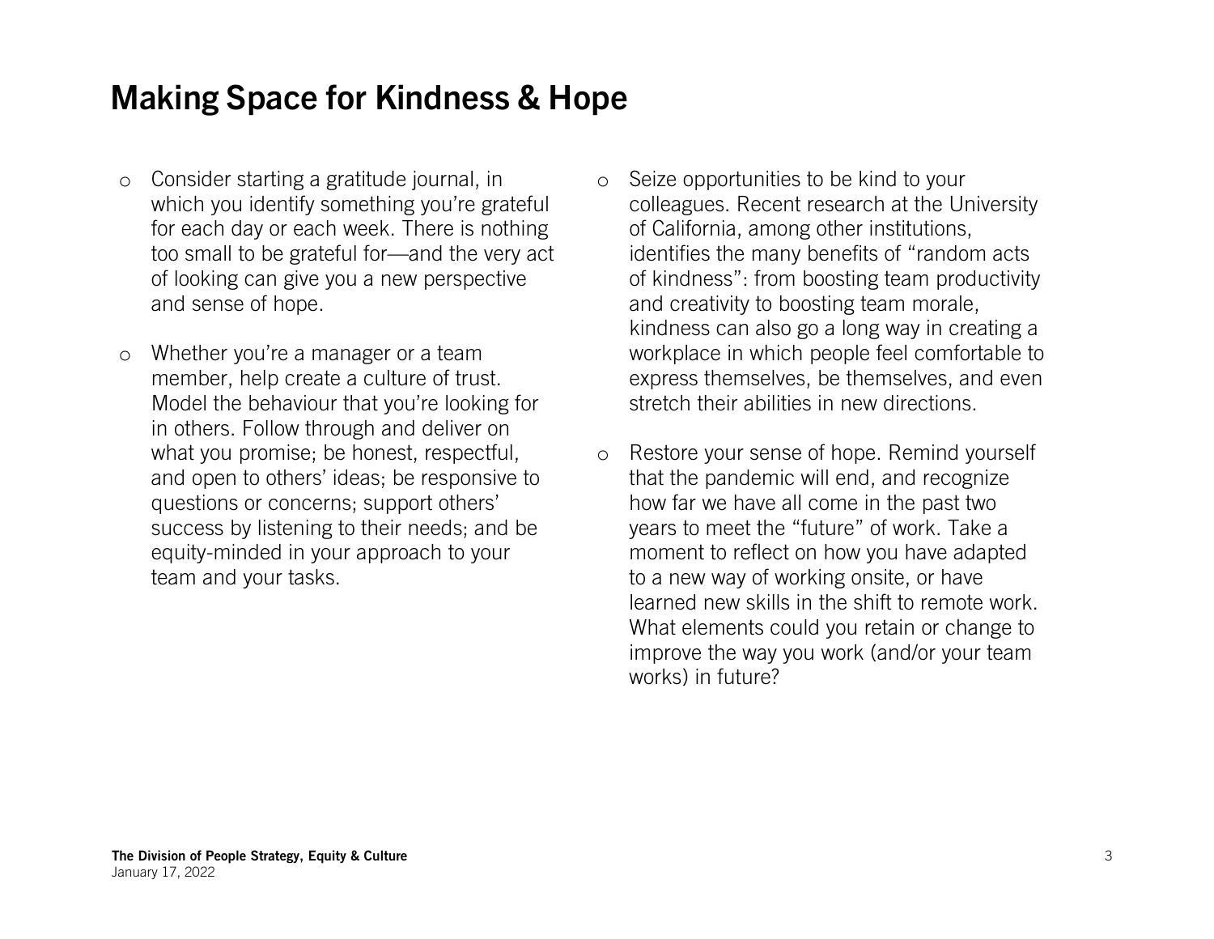# Making Space for Kindness & Hope

- Consider starting a gratitude journal, in which you identify something you're grateful for each day or each week. There is nothing too small to be grateful for—and the very act of looking can give you a new perspective and sense of hope.

- Whether you're a manager or a team member, help create a culture of trust. Model the behaviour that you're looking for in others. Follow through and deliver on what you promise; be honest, respectful, and open to others' ideas; be responsive to questions or concerns; support others' success by listening to their needs; and be equity-minded in your approach to your team and your tasks.

- Seize opportunities to be kind to your colleagues. Recent research at the University of California, among other institutions, identifies the many benefits of "random acts of kindness": from boosting team productivity and creativity to boosting team morale, kindness can also go a long way in creating a workplace in which people feel comfortable to express themselves, be themselves, and even stretch their abilities in new directions.

- Restore your sense of hope. Remind yourself that the pandemic will end, and recognize how far we have all come in the past two years to meet the "future" of work. Take a moment to reflect on how you have adapted to a new way of working onsite, or have learned new skills in the shift to remote work. What elements could you retain or change to improve the way you work (and/or your team works) in future?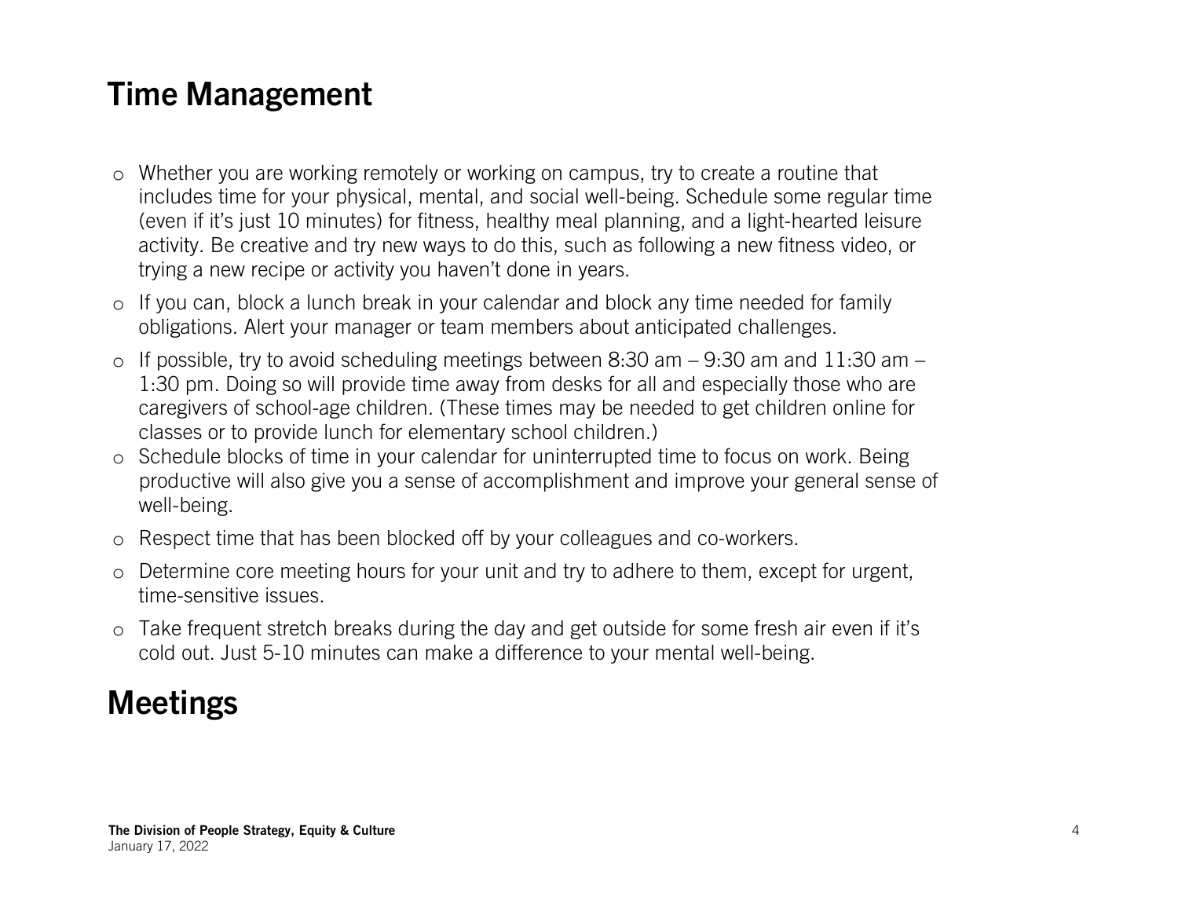## Time Management

- Whether you are working remotely or working on campus, try to create a routine that includes time for your physical, mental, and social well-being. Schedule some regular time (even if it's just 10 minutes) for fitness, healthy meal planning, and a light-hearted leisure activity. Be creative and try new ways to do this, such as following a new fitness video, or trying a new recipe or activity you haven't done in years.
- If you can, block a lunch break in your calendar and block any time needed for family obligations. Alert your manager or team members about anticipated challenges.
- If possible, try to avoid scheduling meetings between 8:30 am – 9:30 am and 11:30 am – 1:30 pm. Doing so will provide time away from desks for all and especially those who are caregivers of school-age children. (These times may be needed to get children online for classes or to provide lunch for elementary school children.)
- Schedule blocks of time in your calendar for uninterrupted time to focus on work. Being productive will also give you a sense of accomplishment and improve your general sense of well-being.
- Respect time that has been blocked off by your colleagues and co-workers.
- Determine core meeting hours for your unit and try to adhere to them, except for urgent, time-sensitive issues.
- Take frequent stretch breaks during the day and get outside for some fresh air even if it's cold out. Just 5-10 minutes can make a difference to your mental well-being.

## Meetings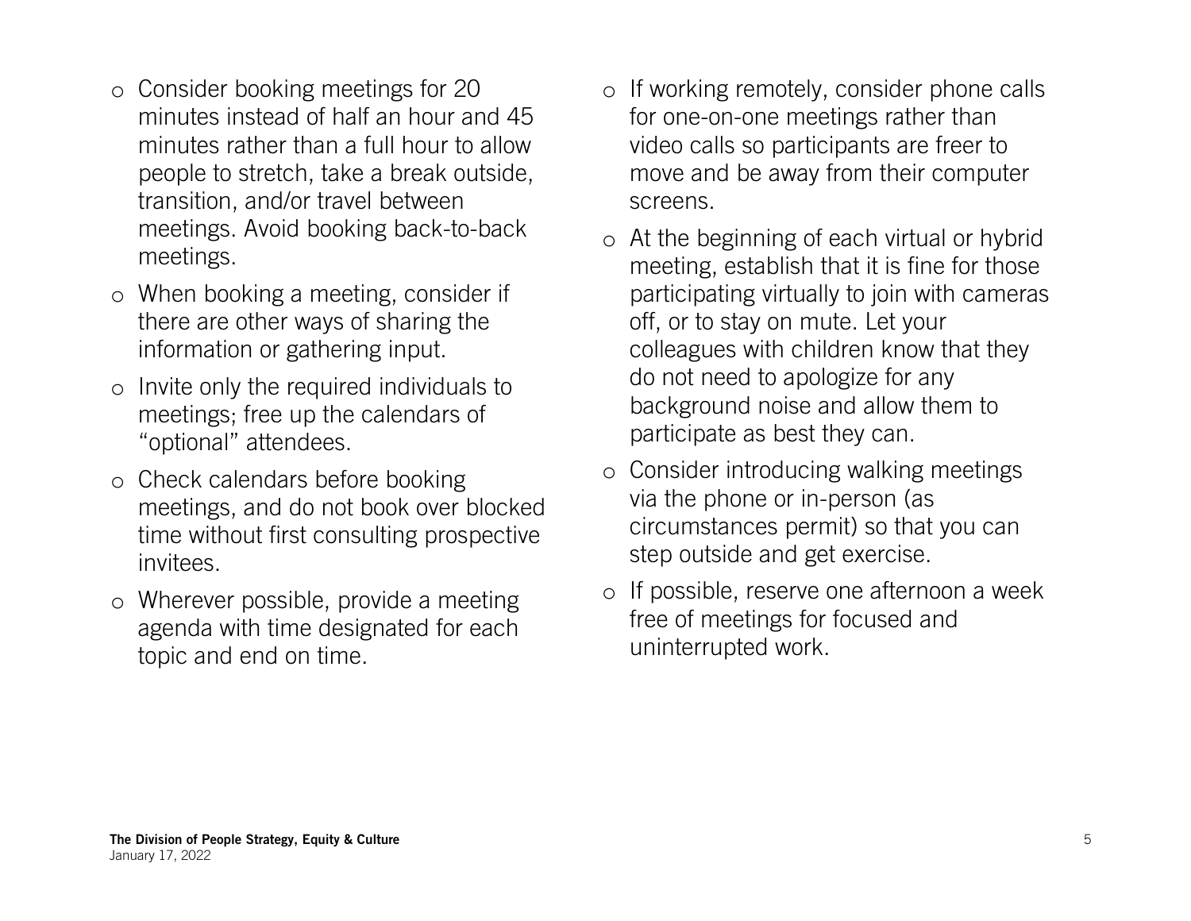- Consider booking meetings for 20 minutes instead of half an hour and 45 minutes rather than a full hour to allow people to stretch, take a break outside, transition, and/or travel between meetings. Avoid booking back-to-back meetings.
- When booking a meeting, consider if there are other ways of sharing the information or gathering input.
- Invite only the required individuals to meetings; free up the calendars of "optional" attendees.
- Check calendars before booking meetings, and do not book over blocked time without first consulting prospective invitees.
- Wherever possible, provide a meeting agenda with time designated for each topic and end on time.
- If working remotely, consider phone calls for one-on-one meetings rather than video calls so participants are freer to move and be away from their computer screens.
- At the beginning of each virtual or hybrid meeting, establish that it is fine for those participating virtually to join with cameras off, or to stay on mute. Let your colleagues with children know that they do not need to apologize for any background noise and allow them to participate as best they can.
- Consider introducing walking meetings via the phone or in-person (as circumstances permit) so that you can step outside and get exercise.
- If possible, reserve one afternoon a week free of meetings for focused and uninterrupted work.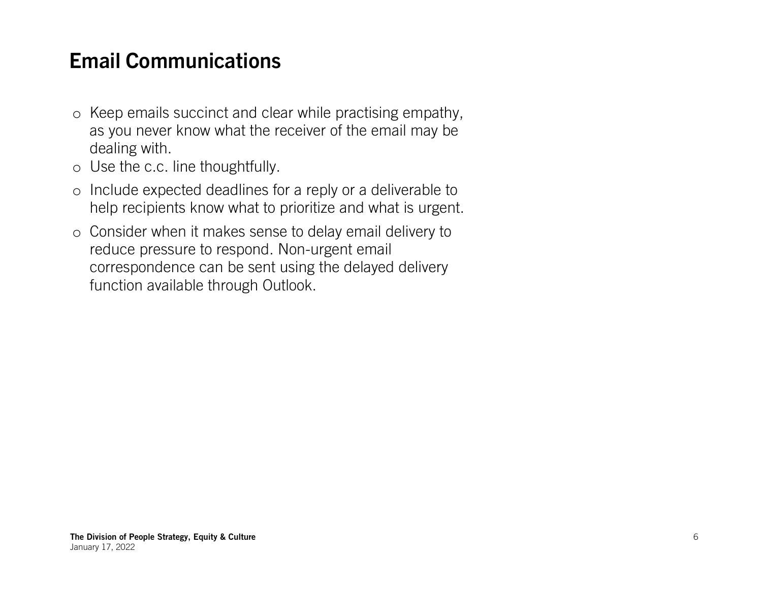# Email Communications

- Keep emails succinct and clear while practising empathy, as you never know what the receiver of the email may be dealing with.
- Use the c.c. line thoughtfully.
- Include expected deadlines for a reply or a deliverable to help recipients know what to prioritize and what is urgent.
- Consider when it makes sense to delay email delivery to reduce pressure to respond. Non-urgent email correspondence can be sent using the delayed delivery function available through Outlook.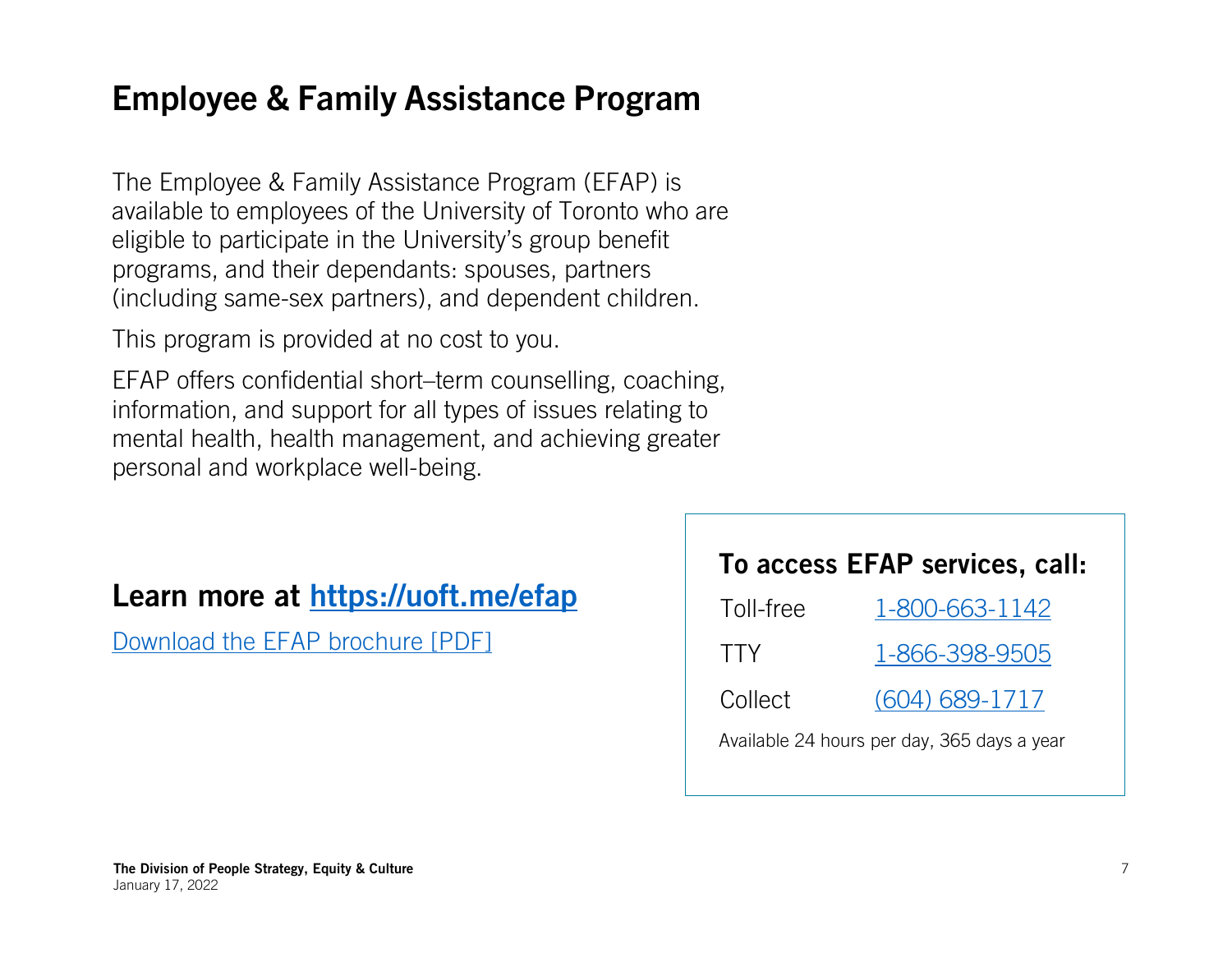# Employee & Family Assistance Program

The Employee & Family Assistance Program (EFAP) is available to employees of the University of Toronto who are eligible to participate in the University's group benefit programs, and their dependants: spouses, partners (including same-sex partners), and dependent children.

This program is provided at no cost to you.

EFAP offers confidential short–term counselling, coaching, information, and support for all types of issues relating to mental health, health management, and achieving greater personal and workplace well-being.

## Learn more at https://uoft.me/efap

Download the EFAP brochure [PDF]

### To access EFAP services, call:

| | |
|---|---|
| Toll-free | 1-800-663-1142 |
| TTY | 1-866-398-9505 |
| Collect | (604) 689-1717 |

Available 24 hours per day, 365 days a year

**The Division of People Strategy, Equity & Culture**
January 17, 2022